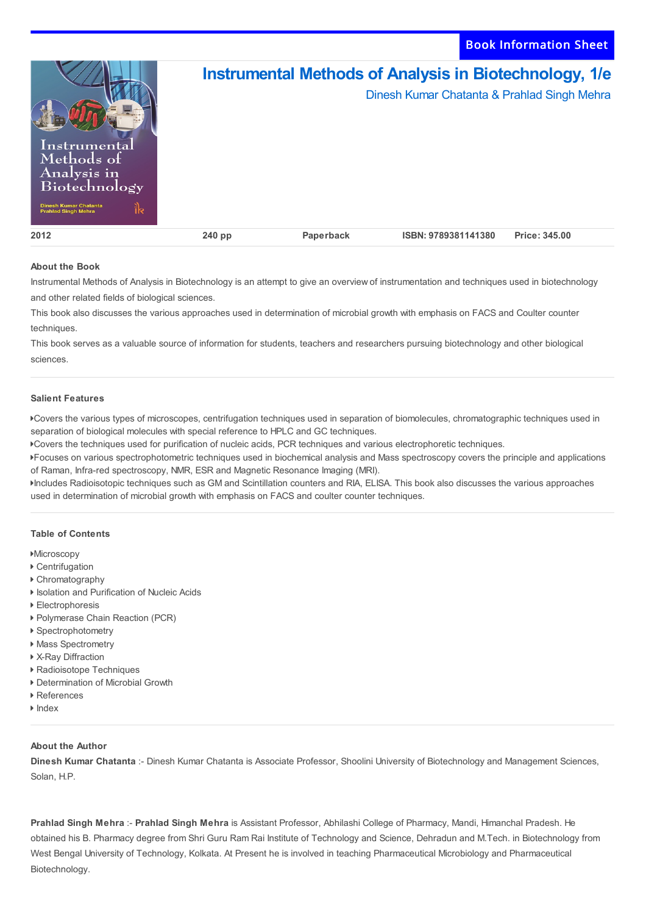Book Information Sheet

# Instrumental Methods of Analysis in Biotechnology, 1/e

Dinesh Kumar Chatanta & Prahlad Singh Mehra

| 2012 | 240 pp | Paperback | ISBN: 9789381141380 | Price: 345.00 |
|---|---|---|---|---|

## About the Book

Instrumental Methods of Analysis in Biotechnology is an attempt to give an overview of instrumentation and techniques used in biotechnology and other related fields of biological sciences.

This book also discusses the various approaches used in determination of microbial growth with emphasis on FACS and Coulter counter techniques.

This book serves as a valuable source of information for students, teachers and researchers pursuing biotechnology and other biological sciences.

## Salient Features

- Covers the various types of microscopes, centrifugation techniques used in separation of biomolecules, chromatographic techniques used in separation of biological molecules with special reference to HPLC and GC techniques.
- Covers the techniques used for purification of nucleic acids, PCR techniques and various electrophoretic techniques.
- Focuses on various spectrophotometric techniques used in biochemical analysis and Mass spectroscopy covers the principle and applications of Raman, Infra-red spectroscopy, NMR, ESR and Magnetic Resonance Imaging (MRI).
- Includes Radioisotopic techniques such as GM and Scintillation counters and RIA, ELISA. This book also discusses the various approaches used in determination of microbial growth with emphasis on FACS and coulter counter techniques.

## Table of Contents

- Microscopy
- Centrifugation
- Chromatography
- Isolation and Purification of Nucleic Acids
- Electrophoresis
- Polymerase Chain Reaction (PCR)
- Spectrophotometry
- Mass Spectrometry
- X-Ray Diffraction
- Radioisotope Techniques
- Determination of Microbial Growth
- References
- Index

## About the Author

**Dinesh Kumar Chatanta** :- Dinesh Kumar Chatanta is Associate Professor, Shoolini University of Biotechnology and Management Sciences, Solan, H.P.

**Prahlad Singh Mehra** :- **Prahlad Singh Mehra** is Assistant Professor, Abhilashi College of Pharmacy, Mandi, Himanchal Pradesh. He obtained his B. Pharmacy degree from Shri Guru Ram Rai Institute of Technology and Science, Dehradun and M.Tech. in Biotechnology from West Bengal University of Technology, Kolkata. At Present he is involved in teaching Pharmaceutical Microbiology and Pharmaceutical Biotechnology.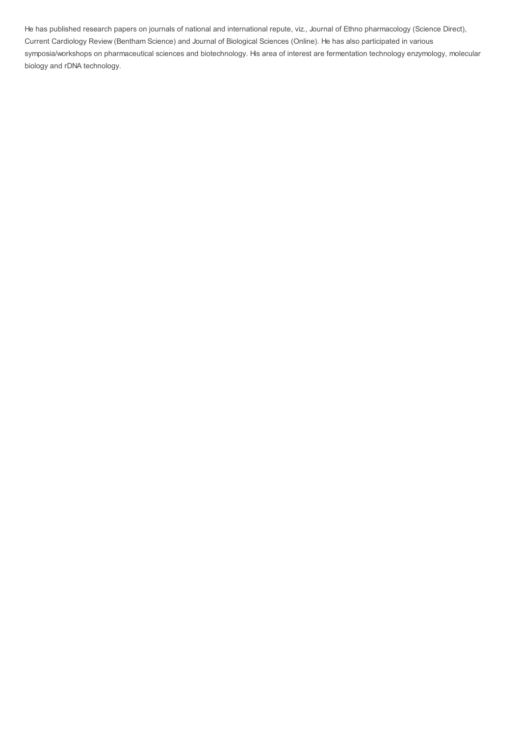He has published research papers on journals of national and international repute, viz., Journal of Ethno pharmacology (Science Direct), Current Cardiology Review (Bentham Science) and Journal of Biological Sciences (Online). He has also participated in various symposia/workshops on pharmaceutical sciences and biotechnology. His area of interest are fermentation technology enzymology, molecular biology and rDNA technology.